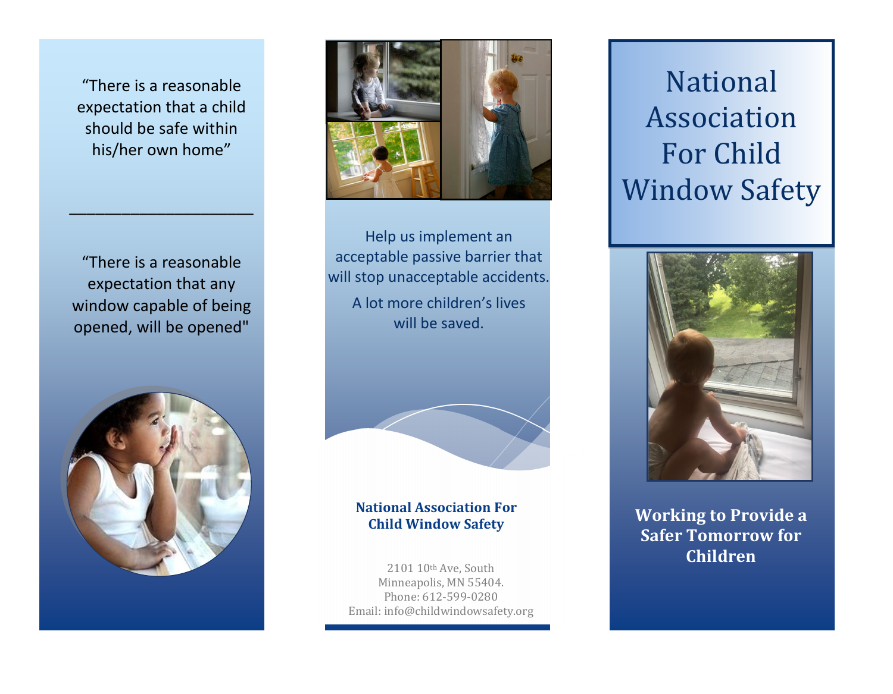“There is a reasonable expectation that a child should be safe within his/her own home”

---

“There is a reasonable expectation that any window capable of being opened, will be opened"

Help us implement an acceptable passive barrier that will stop unacceptable accidents.

A lot more children’s lives will be saved.

**National Association For Child Window Safety**

2101 10th Ave, South
Minneapolis, MN 55404.
Phone: 612-599-0280
Email: info@childwindowsafety.org

# National Association For Child Window Safety

**Working to Provide a Safer Tomorrow for Children**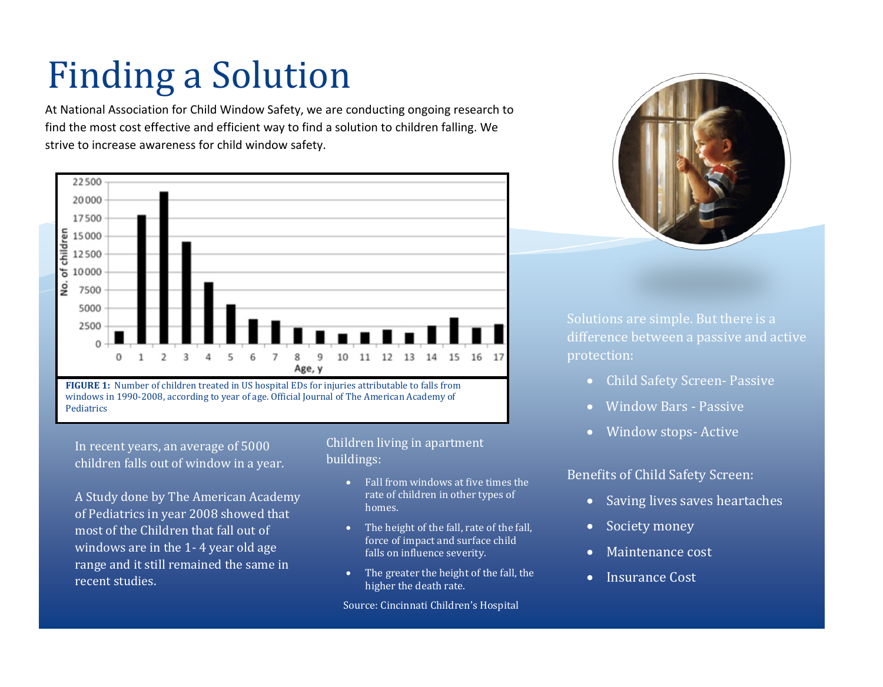# Finding a Solution

At National Association for Child Window Safety, we are conducting ongoing research to find the most cost effective and efficient way to find a solution to children falling. We strive to increase awareness for child window safety.

22 500
20 000
17 500
15 000
12 500
10 000
7500
5000
2500
0

No. of children

0 1 2 3 4 5 6 7 8 9 10 11 12 13 14 15 16 17

Age, y

**FIGURE 1:** Number of children treated in US hospital EDs for injuries attributable to falls from windows in 1990-2008, according to year of age. Official Journal of The American Academy of Pediatrics

In recent years, an average of 5000 children falls out of window in a year.

A Study done by The American Academy of Pediatrics in year 2008 showed that most of the Children that fall out of windows are in the 1- 4 year old age range and it still remained the same in recent studies.

Children living in apartment buildings:

- Fall from windows at five times the rate of children in other types of homes.
- The height of the fall, rate of the fall, force of impact and surface child falls on influence severity.
- The greater the height of the fall, the higher the death rate.

Source: Cincinnati Children's Hospital

Solutions are simple. But there is a difference between a passive and active protection:

- Child Safety Screen- Passive
- Window Bars - Passive
- Window stops- Active

Benefits of Child Safety Screen:

- Saving lives saves heartaches
- Society money
- Maintenance cost
- Insurance Cost